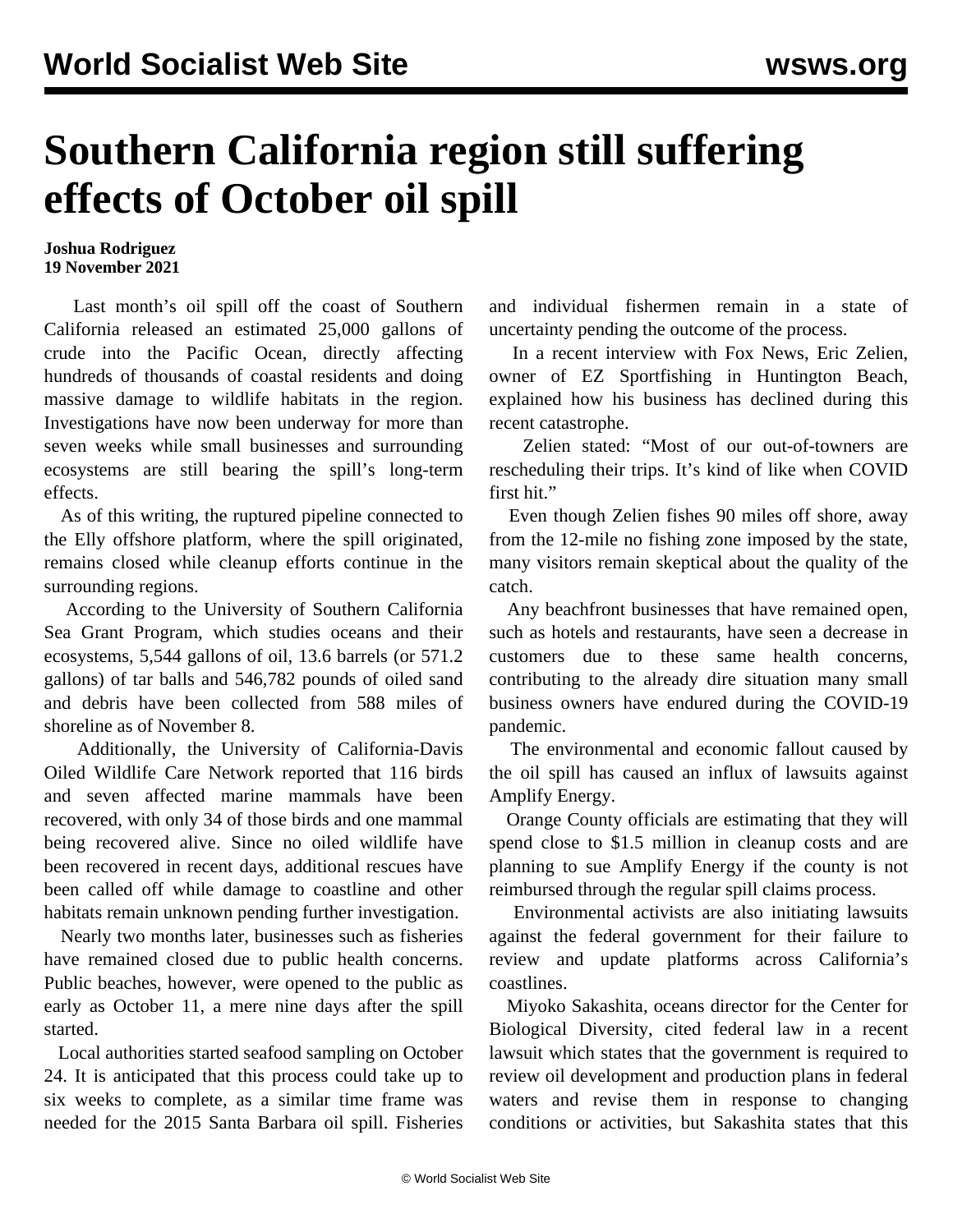# Southern California region still suffering effects of October oil spill

**Joshua Rodriguez**
**19 November 2021**

Last month's oil spill off the coast of Southern California released an estimated 25,000 gallons of crude into the Pacific Ocean, directly affecting hundreds of thousands of coastal residents and doing massive damage to wildlife habitats in the region. Investigations have now been underway for more than seven weeks while small businesses and surrounding ecosystems are still bearing the spill's long-term effects.

As of this writing, the ruptured pipeline connected to the Elly offshore platform, where the spill originated, remains closed while cleanup efforts continue in the surrounding regions.

According to the University of Southern California Sea Grant Program, which studies oceans and their ecosystems, 5,544 gallons of oil, 13.6 barrels (or 571.2 gallons) of tar balls and 546,782 pounds of oiled sand and debris have been collected from 588 miles of shoreline as of November 8.

Additionally, the University of California-Davis Oiled Wildlife Care Network reported that 116 birds and seven affected marine mammals have been recovered, with only 34 of those birds and one mammal being recovered alive. Since no oiled wildlife have been recovered in recent days, additional rescues have been called off while damage to coastline and other habitats remain unknown pending further investigation.

Nearly two months later, businesses such as fisheries have remained closed due to public health concerns. Public beaches, however, were opened to the public as early as October 11, a mere nine days after the spill started.

Local authorities started seafood sampling on October 24. It is anticipated that this process could take up to six weeks to complete, as a similar time frame was needed for the 2015 Santa Barbara oil spill. Fisheries and individual fishermen remain in a state of uncertainty pending the outcome of the process.

In a recent interview with Fox News, Eric Zelien, owner of EZ Sportfishing in Huntington Beach, explained how his business has declined during this recent catastrophe.

Zelien stated: "Most of our out-of-towners are rescheduling their trips. It's kind of like when COVID first hit."

Even though Zelien fishes 90 miles off shore, away from the 12-mile no fishing zone imposed by the state, many visitors remain skeptical about the quality of the catch.

Any beachfront businesses that have remained open, such as hotels and restaurants, have seen a decrease in customers due to these same health concerns, contributing to the already dire situation many small business owners have endured during the COVID-19 pandemic.

The environmental and economic fallout caused by the oil spill has caused an influx of lawsuits against Amplify Energy.

Orange County officials are estimating that they will spend close to $1.5 million in cleanup costs and are planning to sue Amplify Energy if the county is not reimbursed through the regular spill claims process.

Environmental activists are also initiating lawsuits against the federal government for their failure to review and update platforms across California's coastlines.

Miyoko Sakashita, oceans director for the Center for Biological Diversity, cited federal law in a recent lawsuit which states that the government is required to review oil development and production plans in federal waters and revise them in response to changing conditions or activities, but Sakashita states that this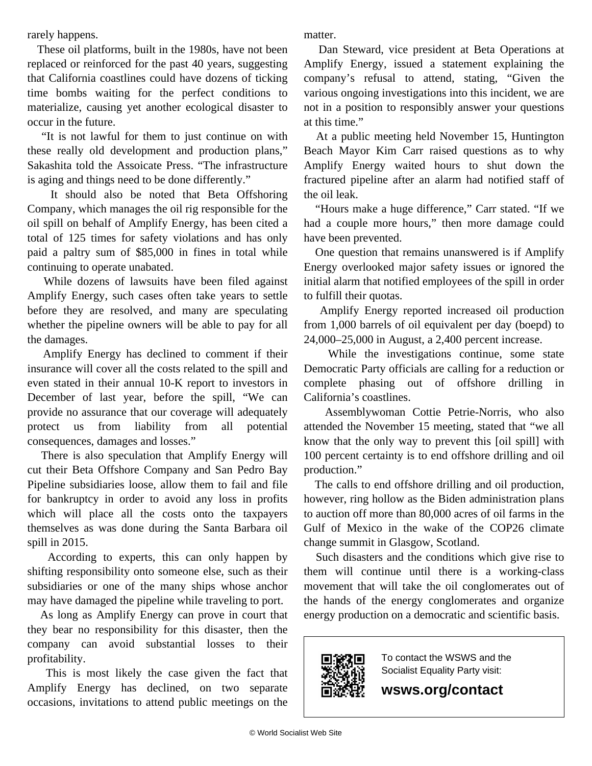rarely happens.

These oil platforms, built in the 1980s, have not been replaced or reinforced for the past 40 years, suggesting that California coastlines could have dozens of ticking time bombs waiting for the perfect conditions to materialize, causing yet another ecological disaster to occur in the future.

"It is not lawful for them to just continue on with these really old development and production plans," Sakashita told the Assoicate Press. "The infrastructure is aging and things need to be done differently."

It should also be noted that Beta Offshoring Company, which manages the oil rig responsible for the oil spill on behalf of Amplify Energy, has been cited a total of 125 times for safety violations and has only paid a paltry sum of $85,000 in fines in total while continuing to operate unabated.

While dozens of lawsuits have been filed against Amplify Energy, such cases often take years to settle before they are resolved, and many are speculating whether the pipeline owners will be able to pay for all the damages.

Amplify Energy has declined to comment if their insurance will cover all the costs related to the spill and even stated in their annual 10-K report to investors in December of last year, before the spill, "We can provide no assurance that our coverage will adequately protect us from liability from all potential consequences, damages and losses."

There is also speculation that Amplify Energy will cut their Beta Offshore Company and San Pedro Bay Pipeline subsidiaries loose, allow them to fail and file for bankruptcy in order to avoid any loss in profits which will place all the costs onto the taxpayers themselves as was done during the Santa Barbara oil spill in 2015.

According to experts, this can only happen by shifting responsibility onto someone else, such as their subsidiaries or one of the many ships whose anchor may have damaged the pipeline while traveling to port.

As long as Amplify Energy can prove in court that they bear no responsibility for this disaster, then the company can avoid substantial losses to their profitability.

This is most likely the case given the fact that Amplify Energy has declined, on two separate occasions, invitations to attend public meetings on the matter.

Dan Steward, vice president at Beta Operations at Amplify Energy, issued a statement explaining the company's refusal to attend, stating, "Given the various ongoing investigations into this incident, we are not in a position to responsibly answer your questions at this time."

At a public meeting held November 15, Huntington Beach Mayor Kim Carr raised questions as to why Amplify Energy waited hours to shut down the fractured pipeline after an alarm had notified staff of the oil leak.

"Hours make a huge difference," Carr stated. "If we had a couple more hours," then more damage could have been prevented.

One question that remains unanswered is if Amplify Energy overlooked major safety issues or ignored the initial alarm that notified employees of the spill in order to fulfill their quotas.

Amplify Energy reported increased oil production from 1,000 barrels of oil equivalent per day (boepd) to 24,000–25,000 in August, a 2,400 percent increase.

While the investigations continue, some state Democratic Party officials are calling for a reduction or complete phasing out of offshore drilling in California's coastlines.

Assemblywoman Cottie Petrie-Norris, who also attended the November 15 meeting, stated that "we all know that the only way to prevent this [oil spill] with 100 percent certainty is to end offshore drilling and oil production."

The calls to end offshore drilling and oil production, however, ring hollow as the Biden administration plans to auction off more than 80,000 acres of oil farms in the Gulf of Mexico in the wake of the COP26 climate change summit in Glasgow, Scotland.

Such disasters and the conditions which give rise to them will continue until there is a working-class movement that will take the oil conglomerates out of the hands of the energy conglomerates and organize energy production on a democratic and scientific basis.

To contact the WSWS and the Socialist Equality Party visit:

**wsws.org/contact**